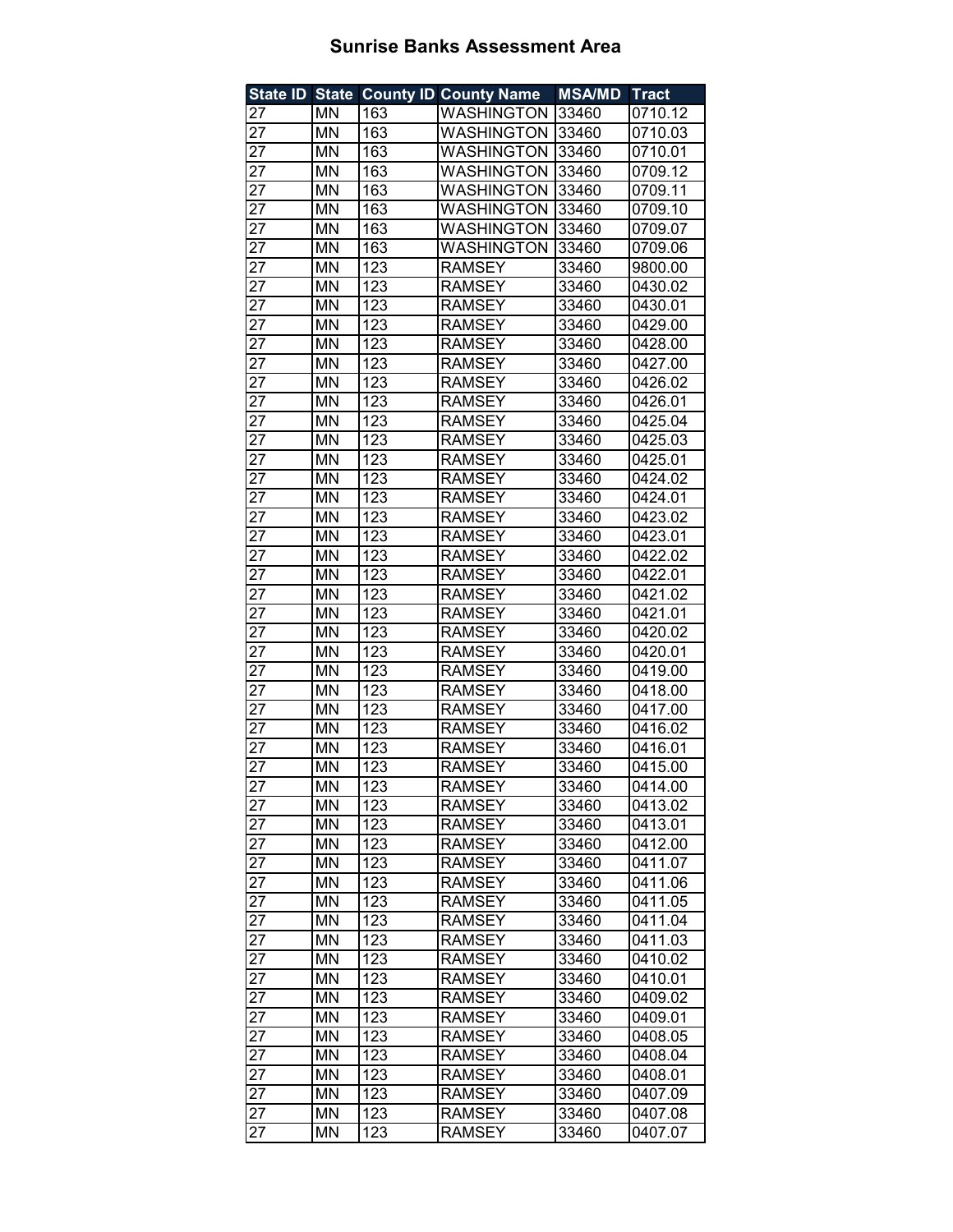# Sunrise Banks Assessment Area

| State ID | State | County ID | County Name | MSA/MD | Tract |
|---|---|---|---|---|---|
| 27 | MN | 163 | WASHINGTON | 33460 | 0710.12 |
| 27 | MN | 163 | WASHINGTON | 33460 | 0710.03 |
| 27 | MN | 163 | WASHINGTON | 33460 | 0710.01 |
| 27 | MN | 163 | WASHINGTON | 33460 | 0709.12 |
| 27 | MN | 163 | WASHINGTON | 33460 | 0709.11 |
| 27 | MN | 163 | WASHINGTON | 33460 | 0709.10 |
| 27 | MN | 163 | WASHINGTON | 33460 | 0709.07 |
| 27 | MN | 163 | WASHINGTON | 33460 | 0709.06 |
| 27 | MN | 123 | RAMSEY | 33460 | 9800.00 |
| 27 | MN | 123 | RAMSEY | 33460 | 0430.02 |
| 27 | MN | 123 | RAMSEY | 33460 | 0430.01 |
| 27 | MN | 123 | RAMSEY | 33460 | 0429.00 |
| 27 | MN | 123 | RAMSEY | 33460 | 0428.00 |
| 27 | MN | 123 | RAMSEY | 33460 | 0427.00 |
| 27 | MN | 123 | RAMSEY | 33460 | 0426.02 |
| 27 | MN | 123 | RAMSEY | 33460 | 0426.01 |
| 27 | MN | 123 | RAMSEY | 33460 | 0425.04 |
| 27 | MN | 123 | RAMSEY | 33460 | 0425.03 |
| 27 | MN | 123 | RAMSEY | 33460 | 0425.01 |
| 27 | MN | 123 | RAMSEY | 33460 | 0424.02 |
| 27 | MN | 123 | RAMSEY | 33460 | 0424.01 |
| 27 | MN | 123 | RAMSEY | 33460 | 0423.02 |
| 27 | MN | 123 | RAMSEY | 33460 | 0423.01 |
| 27 | MN | 123 | RAMSEY | 33460 | 0422.02 |
| 27 | MN | 123 | RAMSEY | 33460 | 0422.01 |
| 27 | MN | 123 | RAMSEY | 33460 | 0421.02 |
| 27 | MN | 123 | RAMSEY | 33460 | 0421.01 |
| 27 | MN | 123 | RAMSEY | 33460 | 0420.02 |
| 27 | MN | 123 | RAMSEY | 33460 | 0420.01 |
| 27 | MN | 123 | RAMSEY | 33460 | 0419.00 |
| 27 | MN | 123 | RAMSEY | 33460 | 0418.00 |
| 27 | MN | 123 | RAMSEY | 33460 | 0417.00 |
| 27 | MN | 123 | RAMSEY | 33460 | 0416.02 |
| 27 | MN | 123 | RAMSEY | 33460 | 0416.01 |
| 27 | MN | 123 | RAMSEY | 33460 | 0415.00 |
| 27 | MN | 123 | RAMSEY | 33460 | 0414.00 |
| 27 | MN | 123 | RAMSEY | 33460 | 0413.02 |
| 27 | MN | 123 | RAMSEY | 33460 | 0413.01 |
| 27 | MN | 123 | RAMSEY | 33460 | 0412.00 |
| 27 | MN | 123 | RAMSEY | 33460 | 0411.07 |
| 27 | MN | 123 | RAMSEY | 33460 | 0411.06 |
| 27 | MN | 123 | RAMSEY | 33460 | 0411.05 |
| 27 | MN | 123 | RAMSEY | 33460 | 0411.04 |
| 27 | MN | 123 | RAMSEY | 33460 | 0411.03 |
| 27 | MN | 123 | RAMSEY | 33460 | 0410.02 |
| 27 | MN | 123 | RAMSEY | 33460 | 0410.01 |
| 27 | MN | 123 | RAMSEY | 33460 | 0409.02 |
| 27 | MN | 123 | RAMSEY | 33460 | 0409.01 |
| 27 | MN | 123 | RAMSEY | 33460 | 0408.05 |
| 27 | MN | 123 | RAMSEY | 33460 | 0408.04 |
| 27 | MN | 123 | RAMSEY | 33460 | 0408.01 |
| 27 | MN | 123 | RAMSEY | 33460 | 0407.09 |
| 27 | MN | 123 | RAMSEY | 33460 | 0407.08 |
| 27 | MN | 123 | RAMSEY | 33460 | 0407.07 |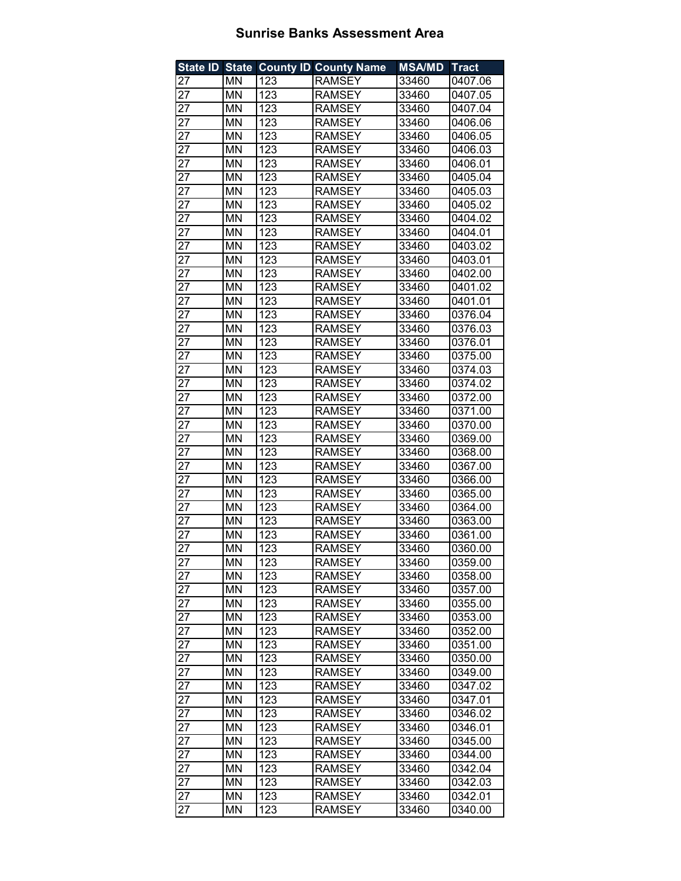# Sunrise Banks Assessment Area

| State ID | State | County ID | County Name | MSA/MD | Tract |
|---|---|---|---|---|---|
| 27 | MN | 123 | RAMSEY | 33460 | 0407.06 |
| 27 | MN | 123 | RAMSEY | 33460 | 0407.05 |
| 27 | MN | 123 | RAMSEY | 33460 | 0407.04 |
| 27 | MN | 123 | RAMSEY | 33460 | 0406.06 |
| 27 | MN | 123 | RAMSEY | 33460 | 0406.05 |
| 27 | MN | 123 | RAMSEY | 33460 | 0406.03 |
| 27 | MN | 123 | RAMSEY | 33460 | 0406.01 |
| 27 | MN | 123 | RAMSEY | 33460 | 0405.04 |
| 27 | MN | 123 | RAMSEY | 33460 | 0405.03 |
| 27 | MN | 123 | RAMSEY | 33460 | 0405.02 |
| 27 | MN | 123 | RAMSEY | 33460 | 0404.02 |
| 27 | MN | 123 | RAMSEY | 33460 | 0404.01 |
| 27 | MN | 123 | RAMSEY | 33460 | 0403.02 |
| 27 | MN | 123 | RAMSEY | 33460 | 0403.01 |
| 27 | MN | 123 | RAMSEY | 33460 | 0402.00 |
| 27 | MN | 123 | RAMSEY | 33460 | 0401.02 |
| 27 | MN | 123 | RAMSEY | 33460 | 0401.01 |
| 27 | MN | 123 | RAMSEY | 33460 | 0376.04 |
| 27 | MN | 123 | RAMSEY | 33460 | 0376.03 |
| 27 | MN | 123 | RAMSEY | 33460 | 0376.01 |
| 27 | MN | 123 | RAMSEY | 33460 | 0375.00 |
| 27 | MN | 123 | RAMSEY | 33460 | 0374.03 |
| 27 | MN | 123 | RAMSEY | 33460 | 0374.02 |
| 27 | MN | 123 | RAMSEY | 33460 | 0372.00 |
| 27 | MN | 123 | RAMSEY | 33460 | 0371.00 |
| 27 | MN | 123 | RAMSEY | 33460 | 0370.00 |
| 27 | MN | 123 | RAMSEY | 33460 | 0369.00 |
| 27 | MN | 123 | RAMSEY | 33460 | 0368.00 |
| 27 | MN | 123 | RAMSEY | 33460 | 0367.00 |
| 27 | MN | 123 | RAMSEY | 33460 | 0366.00 |
| 27 | MN | 123 | RAMSEY | 33460 | 0365.00 |
| 27 | MN | 123 | RAMSEY | 33460 | 0364.00 |
| 27 | MN | 123 | RAMSEY | 33460 | 0363.00 |
| 27 | MN | 123 | RAMSEY | 33460 | 0361.00 |
| 27 | MN | 123 | RAMSEY | 33460 | 0360.00 |
| 27 | MN | 123 | RAMSEY | 33460 | 0359.00 |
| 27 | MN | 123 | RAMSEY | 33460 | 0358.00 |
| 27 | MN | 123 | RAMSEY | 33460 | 0357.00 |
| 27 | MN | 123 | RAMSEY | 33460 | 0355.00 |
| 27 | MN | 123 | RAMSEY | 33460 | 0353.00 |
| 27 | MN | 123 | RAMSEY | 33460 | 0352.00 |
| 27 | MN | 123 | RAMSEY | 33460 | 0351.00 |
| 27 | MN | 123 | RAMSEY | 33460 | 0350.00 |
| 27 | MN | 123 | RAMSEY | 33460 | 0349.00 |
| 27 | MN | 123 | RAMSEY | 33460 | 0347.02 |
| 27 | MN | 123 | RAMSEY | 33460 | 0347.01 |
| 27 | MN | 123 | RAMSEY | 33460 | 0346.02 |
| 27 | MN | 123 | RAMSEY | 33460 | 0346.01 |
| 27 | MN | 123 | RAMSEY | 33460 | 0345.00 |
| 27 | MN | 123 | RAMSEY | 33460 | 0344.00 |
| 27 | MN | 123 | RAMSEY | 33460 | 0342.04 |
| 27 | MN | 123 | RAMSEY | 33460 | 0342.03 |
| 27 | MN | 123 | RAMSEY | 33460 | 0342.01 |
| 27 | MN | 123 | RAMSEY | 33460 | 0340.00 |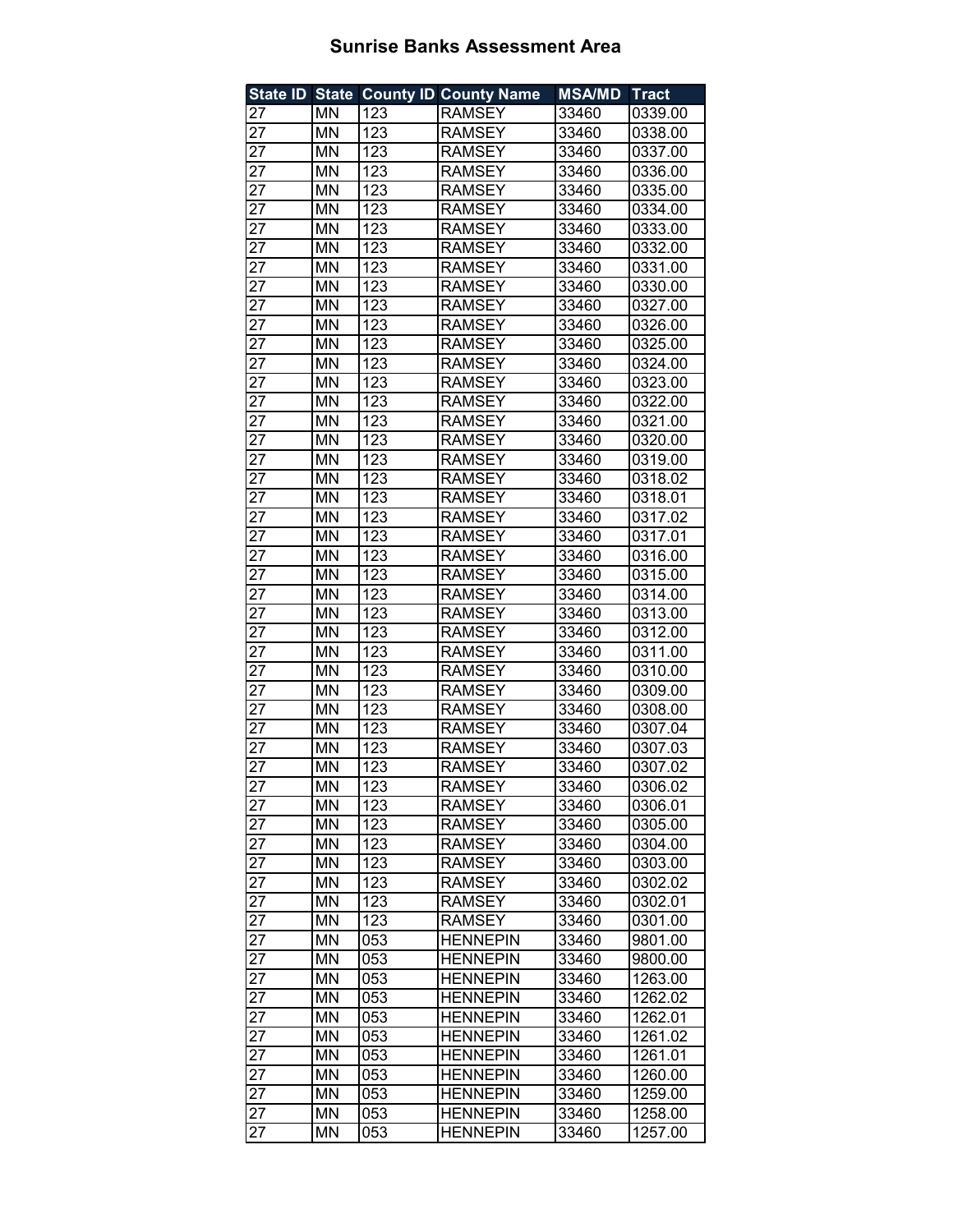# Sunrise Banks Assessment Area

| State ID | State | County ID | County Name | MSA/MD | Tract |
|---|---|---|---|---|---|
| 27 | MN | 123 | RAMSEY | 33460 | 0339.00 |
| 27 | MN | 123 | RAMSEY | 33460 | 0338.00 |
| 27 | MN | 123 | RAMSEY | 33460 | 0337.00 |
| 27 | MN | 123 | RAMSEY | 33460 | 0336.00 |
| 27 | MN | 123 | RAMSEY | 33460 | 0335.00 |
| 27 | MN | 123 | RAMSEY | 33460 | 0334.00 |
| 27 | MN | 123 | RAMSEY | 33460 | 0333.00 |
| 27 | MN | 123 | RAMSEY | 33460 | 0332.00 |
| 27 | MN | 123 | RAMSEY | 33460 | 0331.00 |
| 27 | MN | 123 | RAMSEY | 33460 | 0330.00 |
| 27 | MN | 123 | RAMSEY | 33460 | 0327.00 |
| 27 | MN | 123 | RAMSEY | 33460 | 0326.00 |
| 27 | MN | 123 | RAMSEY | 33460 | 0325.00 |
| 27 | MN | 123 | RAMSEY | 33460 | 0324.00 |
| 27 | MN | 123 | RAMSEY | 33460 | 0323.00 |
| 27 | MN | 123 | RAMSEY | 33460 | 0322.00 |
| 27 | MN | 123 | RAMSEY | 33460 | 0321.00 |
| 27 | MN | 123 | RAMSEY | 33460 | 0320.00 |
| 27 | MN | 123 | RAMSEY | 33460 | 0319.00 |
| 27 | MN | 123 | RAMSEY | 33460 | 0318.02 |
| 27 | MN | 123 | RAMSEY | 33460 | 0318.01 |
| 27 | MN | 123 | RAMSEY | 33460 | 0317.02 |
| 27 | MN | 123 | RAMSEY | 33460 | 0317.01 |
| 27 | MN | 123 | RAMSEY | 33460 | 0316.00 |
| 27 | MN | 123 | RAMSEY | 33460 | 0315.00 |
| 27 | MN | 123 | RAMSEY | 33460 | 0314.00 |
| 27 | MN | 123 | RAMSEY | 33460 | 0313.00 |
| 27 | MN | 123 | RAMSEY | 33460 | 0312.00 |
| 27 | MN | 123 | RAMSEY | 33460 | 0311.00 |
| 27 | MN | 123 | RAMSEY | 33460 | 0310.00 |
| 27 | MN | 123 | RAMSEY | 33460 | 0309.00 |
| 27 | MN | 123 | RAMSEY | 33460 | 0308.00 |
| 27 | MN | 123 | RAMSEY | 33460 | 0307.04 |
| 27 | MN | 123 | RAMSEY | 33460 | 0307.03 |
| 27 | MN | 123 | RAMSEY | 33460 | 0307.02 |
| 27 | MN | 123 | RAMSEY | 33460 | 0306.02 |
| 27 | MN | 123 | RAMSEY | 33460 | 0306.01 |
| 27 | MN | 123 | RAMSEY | 33460 | 0305.00 |
| 27 | MN | 123 | RAMSEY | 33460 | 0304.00 |
| 27 | MN | 123 | RAMSEY | 33460 | 0303.00 |
| 27 | MN | 123 | RAMSEY | 33460 | 0302.02 |
| 27 | MN | 123 | RAMSEY | 33460 | 0302.01 |
| 27 | MN | 123 | RAMSEY | 33460 | 0301.00 |
| 27 | MN | 053 | HENNEPIN | 33460 | 9801.00 |
| 27 | MN | 053 | HENNEPIN | 33460 | 9800.00 |
| 27 | MN | 053 | HENNEPIN | 33460 | 1263.00 |
| 27 | MN | 053 | HENNEPIN | 33460 | 1262.02 |
| 27 | MN | 053 | HENNEPIN | 33460 | 1262.01 |
| 27 | MN | 053 | HENNEPIN | 33460 | 1261.02 |
| 27 | MN | 053 | HENNEPIN | 33460 | 1261.01 |
| 27 | MN | 053 | HENNEPIN | 33460 | 1260.00 |
| 27 | MN | 053 | HENNEPIN | 33460 | 1259.00 |
| 27 | MN | 053 | HENNEPIN | 33460 | 1258.00 |
| 27 | MN | 053 | HENNEPIN | 33460 | 1257.00 |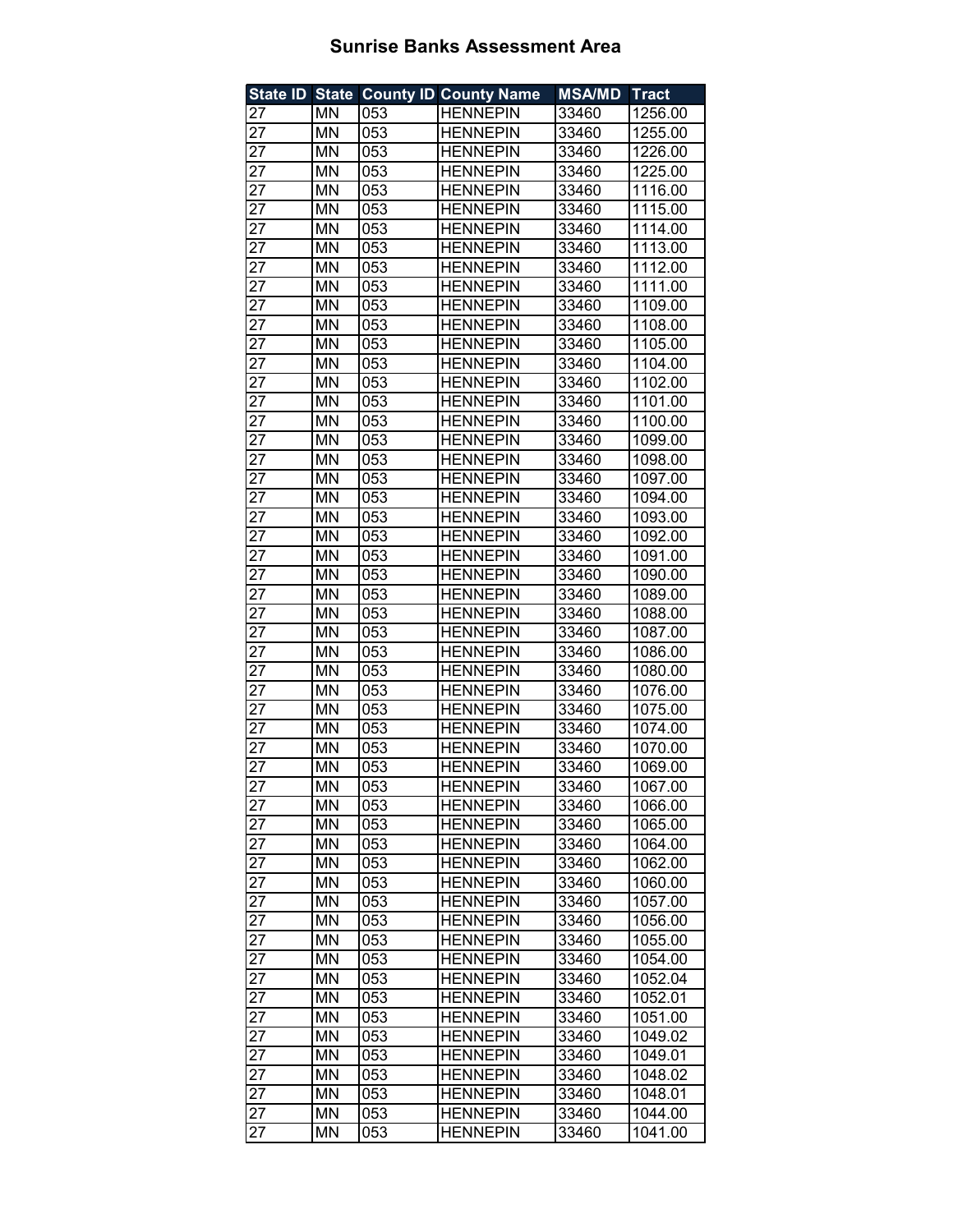# Sunrise Banks Assessment Area

| State ID | State | County ID | County Name | MSA/MD | Tract |
|---|---|---|---|---|---|
| 27 | MN | 053 | HENNEPIN | 33460 | 1256.00 |
| 27 | MN | 053 | HENNEPIN | 33460 | 1255.00 |
| 27 | MN | 053 | HENNEPIN | 33460 | 1226.00 |
| 27 | MN | 053 | HENNEPIN | 33460 | 1225.00 |
| 27 | MN | 053 | HENNEPIN | 33460 | 1116.00 |
| 27 | MN | 053 | HENNEPIN | 33460 | 1115.00 |
| 27 | MN | 053 | HENNEPIN | 33460 | 1114.00 |
| 27 | MN | 053 | HENNEPIN | 33460 | 1113.00 |
| 27 | MN | 053 | HENNEPIN | 33460 | 1112.00 |
| 27 | MN | 053 | HENNEPIN | 33460 | 1111.00 |
| 27 | MN | 053 | HENNEPIN | 33460 | 1109.00 |
| 27 | MN | 053 | HENNEPIN | 33460 | 1108.00 |
| 27 | MN | 053 | HENNEPIN | 33460 | 1105.00 |
| 27 | MN | 053 | HENNEPIN | 33460 | 1104.00 |
| 27 | MN | 053 | HENNEPIN | 33460 | 1102.00 |
| 27 | MN | 053 | HENNEPIN | 33460 | 1101.00 |
| 27 | MN | 053 | HENNEPIN | 33460 | 1100.00 |
| 27 | MN | 053 | HENNEPIN | 33460 | 1099.00 |
| 27 | MN | 053 | HENNEPIN | 33460 | 1098.00 |
| 27 | MN | 053 | HENNEPIN | 33460 | 1097.00 |
| 27 | MN | 053 | HENNEPIN | 33460 | 1094.00 |
| 27 | MN | 053 | HENNEPIN | 33460 | 1093.00 |
| 27 | MN | 053 | HENNEPIN | 33460 | 1092.00 |
| 27 | MN | 053 | HENNEPIN | 33460 | 1091.00 |
| 27 | MN | 053 | HENNEPIN | 33460 | 1090.00 |
| 27 | MN | 053 | HENNEPIN | 33460 | 1089.00 |
| 27 | MN | 053 | HENNEPIN | 33460 | 1088.00 |
| 27 | MN | 053 | HENNEPIN | 33460 | 1087.00 |
| 27 | MN | 053 | HENNEPIN | 33460 | 1086.00 |
| 27 | MN | 053 | HENNEPIN | 33460 | 1080.00 |
| 27 | MN | 053 | HENNEPIN | 33460 | 1076.00 |
| 27 | MN | 053 | HENNEPIN | 33460 | 1075.00 |
| 27 | MN | 053 | HENNEPIN | 33460 | 1074.00 |
| 27 | MN | 053 | HENNEPIN | 33460 | 1070.00 |
| 27 | MN | 053 | HENNEPIN | 33460 | 1069.00 |
| 27 | MN | 053 | HENNEPIN | 33460 | 1067.00 |
| 27 | MN | 053 | HENNEPIN | 33460 | 1066.00 |
| 27 | MN | 053 | HENNEPIN | 33460 | 1065.00 |
| 27 | MN | 053 | HENNEPIN | 33460 | 1064.00 |
| 27 | MN | 053 | HENNEPIN | 33460 | 1062.00 |
| 27 | MN | 053 | HENNEPIN | 33460 | 1060.00 |
| 27 | MN | 053 | HENNEPIN | 33460 | 1057.00 |
| 27 | MN | 053 | HENNEPIN | 33460 | 1056.00 |
| 27 | MN | 053 | HENNEPIN | 33460 | 1055.00 |
| 27 | MN | 053 | HENNEPIN | 33460 | 1054.00 |
| 27 | MN | 053 | HENNEPIN | 33460 | 1052.04 |
| 27 | MN | 053 | HENNEPIN | 33460 | 1052.01 |
| 27 | MN | 053 | HENNEPIN | 33460 | 1051.00 |
| 27 | MN | 053 | HENNEPIN | 33460 | 1049.02 |
| 27 | MN | 053 | HENNEPIN | 33460 | 1049.01 |
| 27 | MN | 053 | HENNEPIN | 33460 | 1048.02 |
| 27 | MN | 053 | HENNEPIN | 33460 | 1048.01 |
| 27 | MN | 053 | HENNEPIN | 33460 | 1044.00 |
| 27 | MN | 053 | HENNEPIN | 33460 | 1041.00 |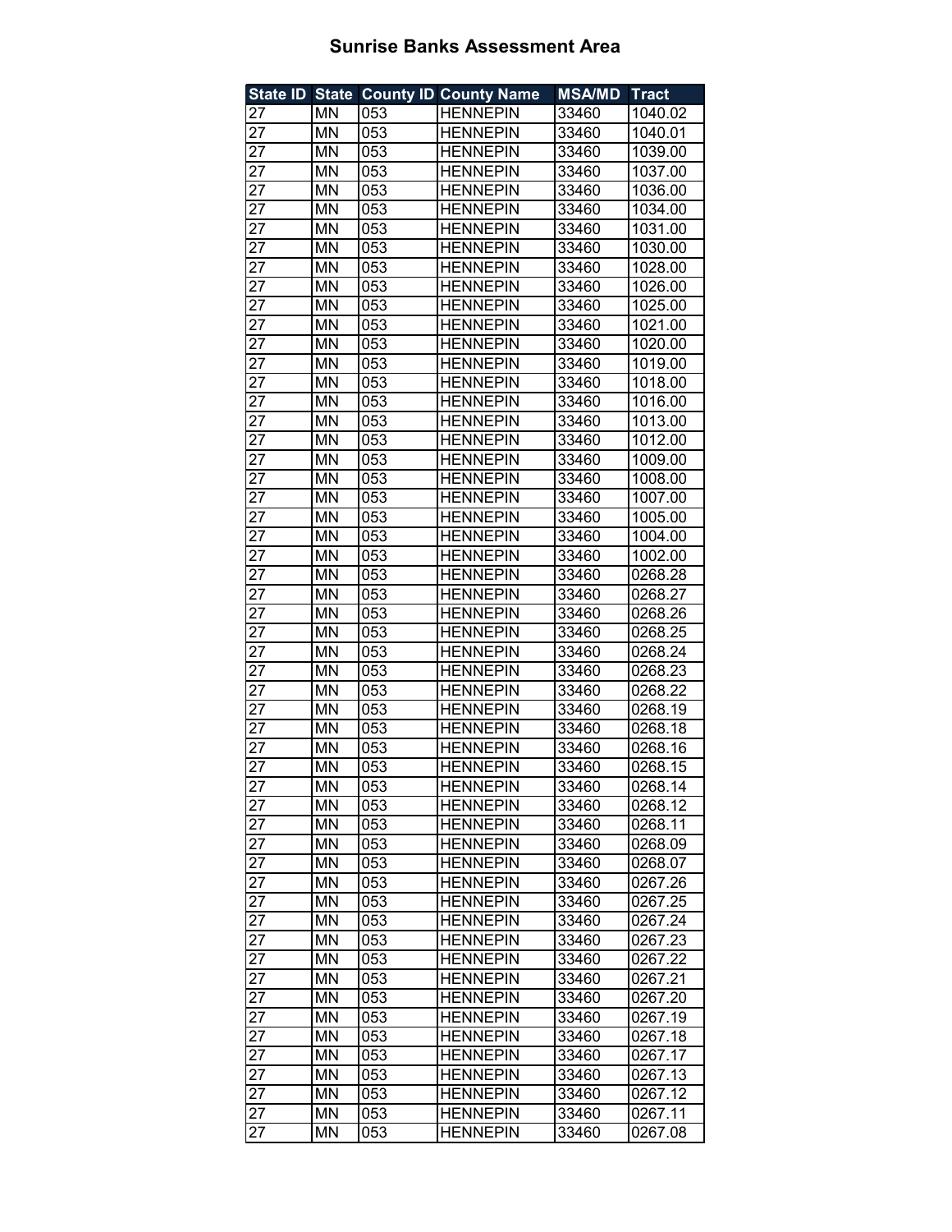# Sunrise Banks Assessment Area

| State ID | State | County ID | County Name | MSA/MD | Tract |
|---|---|---|---|---|---|
| 27 | MN | 053 | HENNEPIN | 33460 | 1040.02 |
| 27 | MN | 053 | HENNEPIN | 33460 | 1040.01 |
| 27 | MN | 053 | HENNEPIN | 33460 | 1039.00 |
| 27 | MN | 053 | HENNEPIN | 33460 | 1037.00 |
| 27 | MN | 053 | HENNEPIN | 33460 | 1036.00 |
| 27 | MN | 053 | HENNEPIN | 33460 | 1034.00 |
| 27 | MN | 053 | HENNEPIN | 33460 | 1031.00 |
| 27 | MN | 053 | HENNEPIN | 33460 | 1030.00 |
| 27 | MN | 053 | HENNEPIN | 33460 | 1028.00 |
| 27 | MN | 053 | HENNEPIN | 33460 | 1026.00 |
| 27 | MN | 053 | HENNEPIN | 33460 | 1025.00 |
| 27 | MN | 053 | HENNEPIN | 33460 | 1021.00 |
| 27 | MN | 053 | HENNEPIN | 33460 | 1020.00 |
| 27 | MN | 053 | HENNEPIN | 33460 | 1019.00 |
| 27 | MN | 053 | HENNEPIN | 33460 | 1018.00 |
| 27 | MN | 053 | HENNEPIN | 33460 | 1016.00 |
| 27 | MN | 053 | HENNEPIN | 33460 | 1013.00 |
| 27 | MN | 053 | HENNEPIN | 33460 | 1012.00 |
| 27 | MN | 053 | HENNEPIN | 33460 | 1009.00 |
| 27 | MN | 053 | HENNEPIN | 33460 | 1008.00 |
| 27 | MN | 053 | HENNEPIN | 33460 | 1007.00 |
| 27 | MN | 053 | HENNEPIN | 33460 | 1005.00 |
| 27 | MN | 053 | HENNEPIN | 33460 | 1004.00 |
| 27 | MN | 053 | HENNEPIN | 33460 | 1002.00 |
| 27 | MN | 053 | HENNEPIN | 33460 | 0268.28 |
| 27 | MN | 053 | HENNEPIN | 33460 | 0268.27 |
| 27 | MN | 053 | HENNEPIN | 33460 | 0268.26 |
| 27 | MN | 053 | HENNEPIN | 33460 | 0268.25 |
| 27 | MN | 053 | HENNEPIN | 33460 | 0268.24 |
| 27 | MN | 053 | HENNEPIN | 33460 | 0268.23 |
| 27 | MN | 053 | HENNEPIN | 33460 | 0268.22 |
| 27 | MN | 053 | HENNEPIN | 33460 | 0268.19 |
| 27 | MN | 053 | HENNEPIN | 33460 | 0268.18 |
| 27 | MN | 053 | HENNEPIN | 33460 | 0268.16 |
| 27 | MN | 053 | HENNEPIN | 33460 | 0268.15 |
| 27 | MN | 053 | HENNEPIN | 33460 | 0268.14 |
| 27 | MN | 053 | HENNEPIN | 33460 | 0268.12 |
| 27 | MN | 053 | HENNEPIN | 33460 | 0268.11 |
| 27 | MN | 053 | HENNEPIN | 33460 | 0268.09 |
| 27 | MN | 053 | HENNEPIN | 33460 | 0268.07 |
| 27 | MN | 053 | HENNEPIN | 33460 | 0267.26 |
| 27 | MN | 053 | HENNEPIN | 33460 | 0267.25 |
| 27 | MN | 053 | HENNEPIN | 33460 | 0267.24 |
| 27 | MN | 053 | HENNEPIN | 33460 | 0267.23 |
| 27 | MN | 053 | HENNEPIN | 33460 | 0267.22 |
| 27 | MN | 053 | HENNEPIN | 33460 | 0267.21 |
| 27 | MN | 053 | HENNEPIN | 33460 | 0267.20 |
| 27 | MN | 053 | HENNEPIN | 33460 | 0267.19 |
| 27 | MN | 053 | HENNEPIN | 33460 | 0267.18 |
| 27 | MN | 053 | HENNEPIN | 33460 | 0267.17 |
| 27 | MN | 053 | HENNEPIN | 33460 | 0267.13 |
| 27 | MN | 053 | HENNEPIN | 33460 | 0267.12 |
| 27 | MN | 053 | HENNEPIN | 33460 | 0267.11 |
| 27 | MN | 053 | HENNEPIN | 33460 | 0267.08 |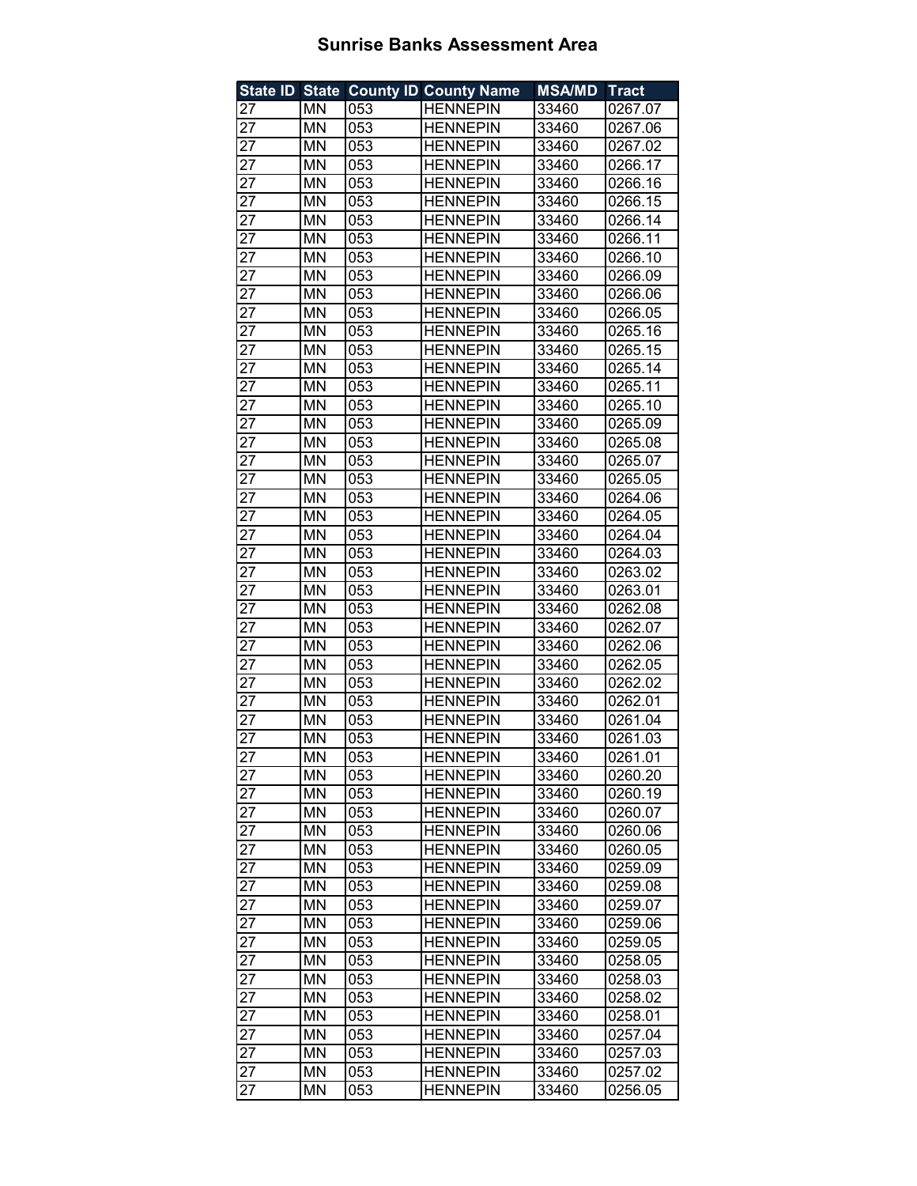# Sunrise Banks Assessment Area

| State ID | State | County ID | County Name | MSA/MD | Tract |
|---|---|---|---|---|---|
| 27 | MN | 053 | HENNEPIN | 33460 | 0267.07 |
| 27 | MN | 053 | HENNEPIN | 33460 | 0267.06 |
| 27 | MN | 053 | HENNEPIN | 33460 | 0267.02 |
| 27 | MN | 053 | HENNEPIN | 33460 | 0266.17 |
| 27 | MN | 053 | HENNEPIN | 33460 | 0266.16 |
| 27 | MN | 053 | HENNEPIN | 33460 | 0266.15 |
| 27 | MN | 053 | HENNEPIN | 33460 | 0266.14 |
| 27 | MN | 053 | HENNEPIN | 33460 | 0266.11 |
| 27 | MN | 053 | HENNEPIN | 33460 | 0266.10 |
| 27 | MN | 053 | HENNEPIN | 33460 | 0266.09 |
| 27 | MN | 053 | HENNEPIN | 33460 | 0266.06 |
| 27 | MN | 053 | HENNEPIN | 33460 | 0266.05 |
| 27 | MN | 053 | HENNEPIN | 33460 | 0265.16 |
| 27 | MN | 053 | HENNEPIN | 33460 | 0265.15 |
| 27 | MN | 053 | HENNEPIN | 33460 | 0265.14 |
| 27 | MN | 053 | HENNEPIN | 33460 | 0265.11 |
| 27 | MN | 053 | HENNEPIN | 33460 | 0265.10 |
| 27 | MN | 053 | HENNEPIN | 33460 | 0265.09 |
| 27 | MN | 053 | HENNEPIN | 33460 | 0265.08 |
| 27 | MN | 053 | HENNEPIN | 33460 | 0265.07 |
| 27 | MN | 053 | HENNEPIN | 33460 | 0265.05 |
| 27 | MN | 053 | HENNEPIN | 33460 | 0264.06 |
| 27 | MN | 053 | HENNEPIN | 33460 | 0264.05 |
| 27 | MN | 053 | HENNEPIN | 33460 | 0264.04 |
| 27 | MN | 053 | HENNEPIN | 33460 | 0264.03 |
| 27 | MN | 053 | HENNEPIN | 33460 | 0263.02 |
| 27 | MN | 053 | HENNEPIN | 33460 | 0263.01 |
| 27 | MN | 053 | HENNEPIN | 33460 | 0262.08 |
| 27 | MN | 053 | HENNEPIN | 33460 | 0262.07 |
| 27 | MN | 053 | HENNEPIN | 33460 | 0262.06 |
| 27 | MN | 053 | HENNEPIN | 33460 | 0262.05 |
| 27 | MN | 053 | HENNEPIN | 33460 | 0262.02 |
| 27 | MN | 053 | HENNEPIN | 33460 | 0262.01 |
| 27 | MN | 053 | HENNEPIN | 33460 | 0261.04 |
| 27 | MN | 053 | HENNEPIN | 33460 | 0261.03 |
| 27 | MN | 053 | HENNEPIN | 33460 | 0261.01 |
| 27 | MN | 053 | HENNEPIN | 33460 | 0260.20 |
| 27 | MN | 053 | HENNEPIN | 33460 | 0260.19 |
| 27 | MN | 053 | HENNEPIN | 33460 | 0260.07 |
| 27 | MN | 053 | HENNEPIN | 33460 | 0260.06 |
| 27 | MN | 053 | HENNEPIN | 33460 | 0260.05 |
| 27 | MN | 053 | HENNEPIN | 33460 | 0259.09 |
| 27 | MN | 053 | HENNEPIN | 33460 | 0259.08 |
| 27 | MN | 053 | HENNEPIN | 33460 | 0259.07 |
| 27 | MN | 053 | HENNEPIN | 33460 | 0259.06 |
| 27 | MN | 053 | HENNEPIN | 33460 | 0259.05 |
| 27 | MN | 053 | HENNEPIN | 33460 | 0258.05 |
| 27 | MN | 053 | HENNEPIN | 33460 | 0258.03 |
| 27 | MN | 053 | HENNEPIN | 33460 | 0258.02 |
| 27 | MN | 053 | HENNEPIN | 33460 | 0258.01 |
| 27 | MN | 053 | HENNEPIN | 33460 | 0257.04 |
| 27 | MN | 053 | HENNEPIN | 33460 | 0257.03 |
| 27 | MN | 053 | HENNEPIN | 33460 | 0257.02 |
| 27 | MN | 053 | HENNEPIN | 33460 | 0256.05 |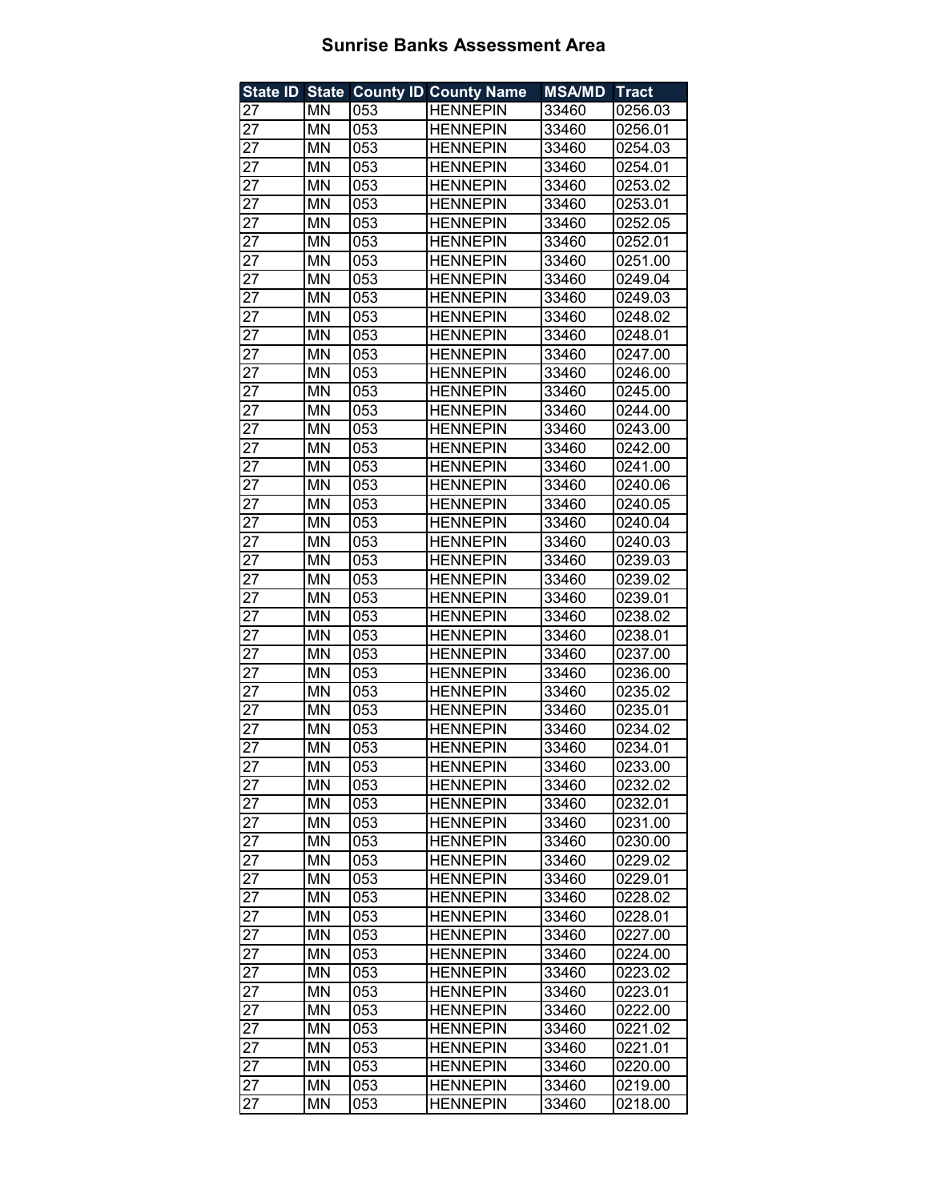# Sunrise Banks Assessment Area

| State ID | State | County ID | County Name | MSA/MD | Tract |
|---|---|---|---|---|---|
| 27 | MN | 053 | HENNEPIN | 33460 | 0256.03 |
| 27 | MN | 053 | HENNEPIN | 33460 | 0256.01 |
| 27 | MN | 053 | HENNEPIN | 33460 | 0254.03 |
| 27 | MN | 053 | HENNEPIN | 33460 | 0254.01 |
| 27 | MN | 053 | HENNEPIN | 33460 | 0253.02 |
| 27 | MN | 053 | HENNEPIN | 33460 | 0253.01 |
| 27 | MN | 053 | HENNEPIN | 33460 | 0252.05 |
| 27 | MN | 053 | HENNEPIN | 33460 | 0252.01 |
| 27 | MN | 053 | HENNEPIN | 33460 | 0251.00 |
| 27 | MN | 053 | HENNEPIN | 33460 | 0249.04 |
| 27 | MN | 053 | HENNEPIN | 33460 | 0249.03 |
| 27 | MN | 053 | HENNEPIN | 33460 | 0248.02 |
| 27 | MN | 053 | HENNEPIN | 33460 | 0248.01 |
| 27 | MN | 053 | HENNEPIN | 33460 | 0247.00 |
| 27 | MN | 053 | HENNEPIN | 33460 | 0246.00 |
| 27 | MN | 053 | HENNEPIN | 33460 | 0245.00 |
| 27 | MN | 053 | HENNEPIN | 33460 | 0244.00 |
| 27 | MN | 053 | HENNEPIN | 33460 | 0243.00 |
| 27 | MN | 053 | HENNEPIN | 33460 | 0242.00 |
| 27 | MN | 053 | HENNEPIN | 33460 | 0241.00 |
| 27 | MN | 053 | HENNEPIN | 33460 | 0240.06 |
| 27 | MN | 053 | HENNEPIN | 33460 | 0240.05 |
| 27 | MN | 053 | HENNEPIN | 33460 | 0240.04 |
| 27 | MN | 053 | HENNEPIN | 33460 | 0240.03 |
| 27 | MN | 053 | HENNEPIN | 33460 | 0239.03 |
| 27 | MN | 053 | HENNEPIN | 33460 | 0239.02 |
| 27 | MN | 053 | HENNEPIN | 33460 | 0239.01 |
| 27 | MN | 053 | HENNEPIN | 33460 | 0238.02 |
| 27 | MN | 053 | HENNEPIN | 33460 | 0238.01 |
| 27 | MN | 053 | HENNEPIN | 33460 | 0237.00 |
| 27 | MN | 053 | HENNEPIN | 33460 | 0236.00 |
| 27 | MN | 053 | HENNEPIN | 33460 | 0235.02 |
| 27 | MN | 053 | HENNEPIN | 33460 | 0235.01 |
| 27 | MN | 053 | HENNEPIN | 33460 | 0234.02 |
| 27 | MN | 053 | HENNEPIN | 33460 | 0234.01 |
| 27 | MN | 053 | HENNEPIN | 33460 | 0233.00 |
| 27 | MN | 053 | HENNEPIN | 33460 | 0232.02 |
| 27 | MN | 053 | HENNEPIN | 33460 | 0232.01 |
| 27 | MN | 053 | HENNEPIN | 33460 | 0231.00 |
| 27 | MN | 053 | HENNEPIN | 33460 | 0230.00 |
| 27 | MN | 053 | HENNEPIN | 33460 | 0229.02 |
| 27 | MN | 053 | HENNEPIN | 33460 | 0229.01 |
| 27 | MN | 053 | HENNEPIN | 33460 | 0228.02 |
| 27 | MN | 053 | HENNEPIN | 33460 | 0228.01 |
| 27 | MN | 053 | HENNEPIN | 33460 | 0227.00 |
| 27 | MN | 053 | HENNEPIN | 33460 | 0224.00 |
| 27 | MN | 053 | HENNEPIN | 33460 | 0223.02 |
| 27 | MN | 053 | HENNEPIN | 33460 | 0223.01 |
| 27 | MN | 053 | HENNEPIN | 33460 | 0222.00 |
| 27 | MN | 053 | HENNEPIN | 33460 | 0221.02 |
| 27 | MN | 053 | HENNEPIN | 33460 | 0221.01 |
| 27 | MN | 053 | HENNEPIN | 33460 | 0220.00 |
| 27 | MN | 053 | HENNEPIN | 33460 | 0219.00 |
| 27 | MN | 053 | HENNEPIN | 33460 | 0218.00 |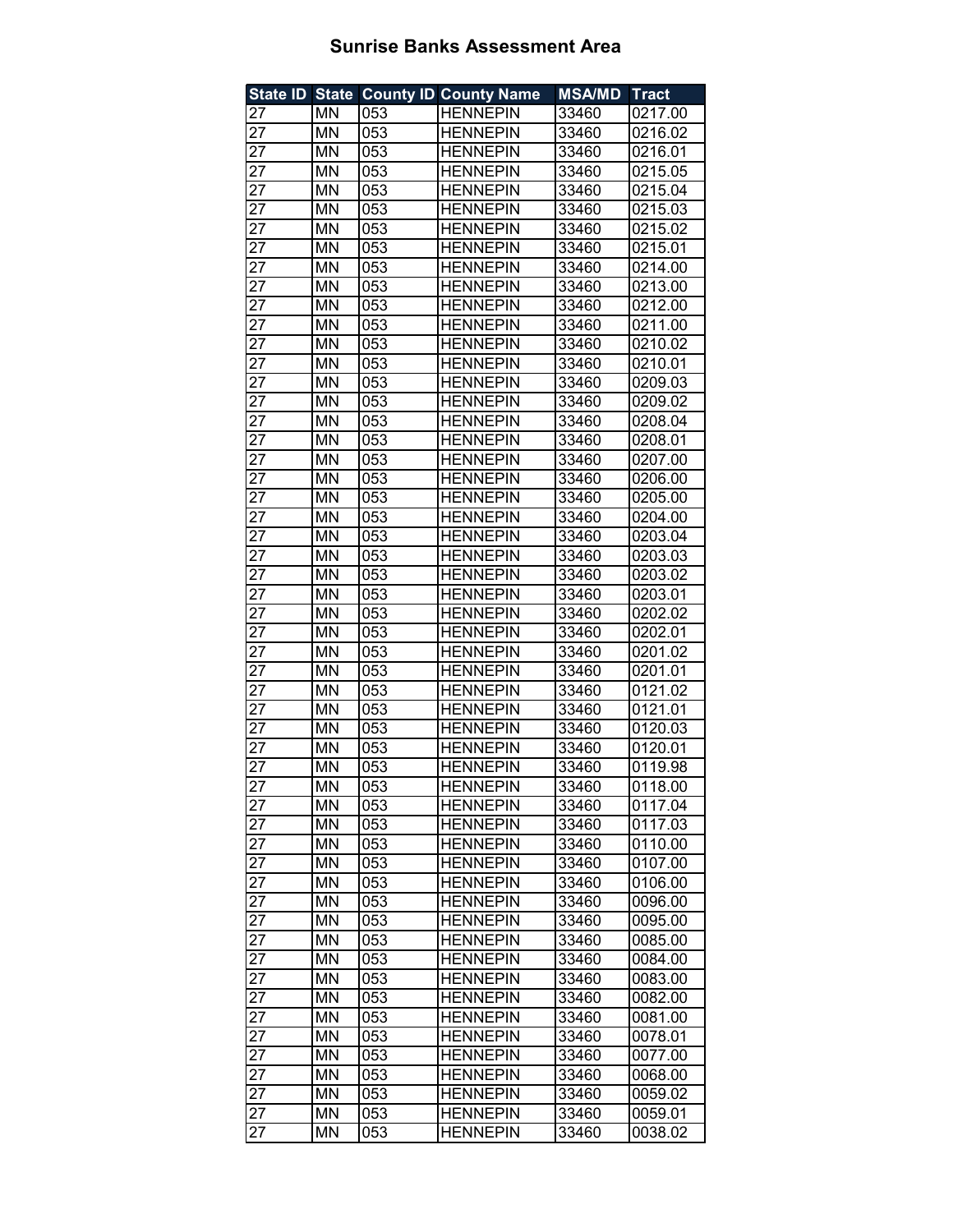# Sunrise Banks Assessment Area

| State ID | State | County ID | County Name | MSA/MD | Tract |
|---|---|---|---|---|---|
| 27 | MN | 053 | HENNEPIN | 33460 | 0217.00 |
| 27 | MN | 053 | HENNEPIN | 33460 | 0216.02 |
| 27 | MN | 053 | HENNEPIN | 33460 | 0216.01 |
| 27 | MN | 053 | HENNEPIN | 33460 | 0215.05 |
| 27 | MN | 053 | HENNEPIN | 33460 | 0215.04 |
| 27 | MN | 053 | HENNEPIN | 33460 | 0215.03 |
| 27 | MN | 053 | HENNEPIN | 33460 | 0215.02 |
| 27 | MN | 053 | HENNEPIN | 33460 | 0215.01 |
| 27 | MN | 053 | HENNEPIN | 33460 | 0214.00 |
| 27 | MN | 053 | HENNEPIN | 33460 | 0213.00 |
| 27 | MN | 053 | HENNEPIN | 33460 | 0212.00 |
| 27 | MN | 053 | HENNEPIN | 33460 | 0211.00 |
| 27 | MN | 053 | HENNEPIN | 33460 | 0210.02 |
| 27 | MN | 053 | HENNEPIN | 33460 | 0210.01 |
| 27 | MN | 053 | HENNEPIN | 33460 | 0209.03 |
| 27 | MN | 053 | HENNEPIN | 33460 | 0209.02 |
| 27 | MN | 053 | HENNEPIN | 33460 | 0208.04 |
| 27 | MN | 053 | HENNEPIN | 33460 | 0208.01 |
| 27 | MN | 053 | HENNEPIN | 33460 | 0207.00 |
| 27 | MN | 053 | HENNEPIN | 33460 | 0206.00 |
| 27 | MN | 053 | HENNEPIN | 33460 | 0205.00 |
| 27 | MN | 053 | HENNEPIN | 33460 | 0204.00 |
| 27 | MN | 053 | HENNEPIN | 33460 | 0203.04 |
| 27 | MN | 053 | HENNEPIN | 33460 | 0203.03 |
| 27 | MN | 053 | HENNEPIN | 33460 | 0203.02 |
| 27 | MN | 053 | HENNEPIN | 33460 | 0203.01 |
| 27 | MN | 053 | HENNEPIN | 33460 | 0202.02 |
| 27 | MN | 053 | HENNEPIN | 33460 | 0202.01 |
| 27 | MN | 053 | HENNEPIN | 33460 | 0201.02 |
| 27 | MN | 053 | HENNEPIN | 33460 | 0201.01 |
| 27 | MN | 053 | HENNEPIN | 33460 | 0121.02 |
| 27 | MN | 053 | HENNEPIN | 33460 | 0121.01 |
| 27 | MN | 053 | HENNEPIN | 33460 | 0120.03 |
| 27 | MN | 053 | HENNEPIN | 33460 | 0120.01 |
| 27 | MN | 053 | HENNEPIN | 33460 | 0119.98 |
| 27 | MN | 053 | HENNEPIN | 33460 | 0118.00 |
| 27 | MN | 053 | HENNEPIN | 33460 | 0117.04 |
| 27 | MN | 053 | HENNEPIN | 33460 | 0117.03 |
| 27 | MN | 053 | HENNEPIN | 33460 | 0110.00 |
| 27 | MN | 053 | HENNEPIN | 33460 | 0107.00 |
| 27 | MN | 053 | HENNEPIN | 33460 | 0106.00 |
| 27 | MN | 053 | HENNEPIN | 33460 | 0096.00 |
| 27 | MN | 053 | HENNEPIN | 33460 | 0095.00 |
| 27 | MN | 053 | HENNEPIN | 33460 | 0085.00 |
| 27 | MN | 053 | HENNEPIN | 33460 | 0084.00 |
| 27 | MN | 053 | HENNEPIN | 33460 | 0083.00 |
| 27 | MN | 053 | HENNEPIN | 33460 | 0082.00 |
| 27 | MN | 053 | HENNEPIN | 33460 | 0081.00 |
| 27 | MN | 053 | HENNEPIN | 33460 | 0078.01 |
| 27 | MN | 053 | HENNEPIN | 33460 | 0077.00 |
| 27 | MN | 053 | HENNEPIN | 33460 | 0068.00 |
| 27 | MN | 053 | HENNEPIN | 33460 | 0059.02 |
| 27 | MN | 053 | HENNEPIN | 33460 | 0059.01 |
| 27 | MN | 053 | HENNEPIN | 33460 | 0038.02 |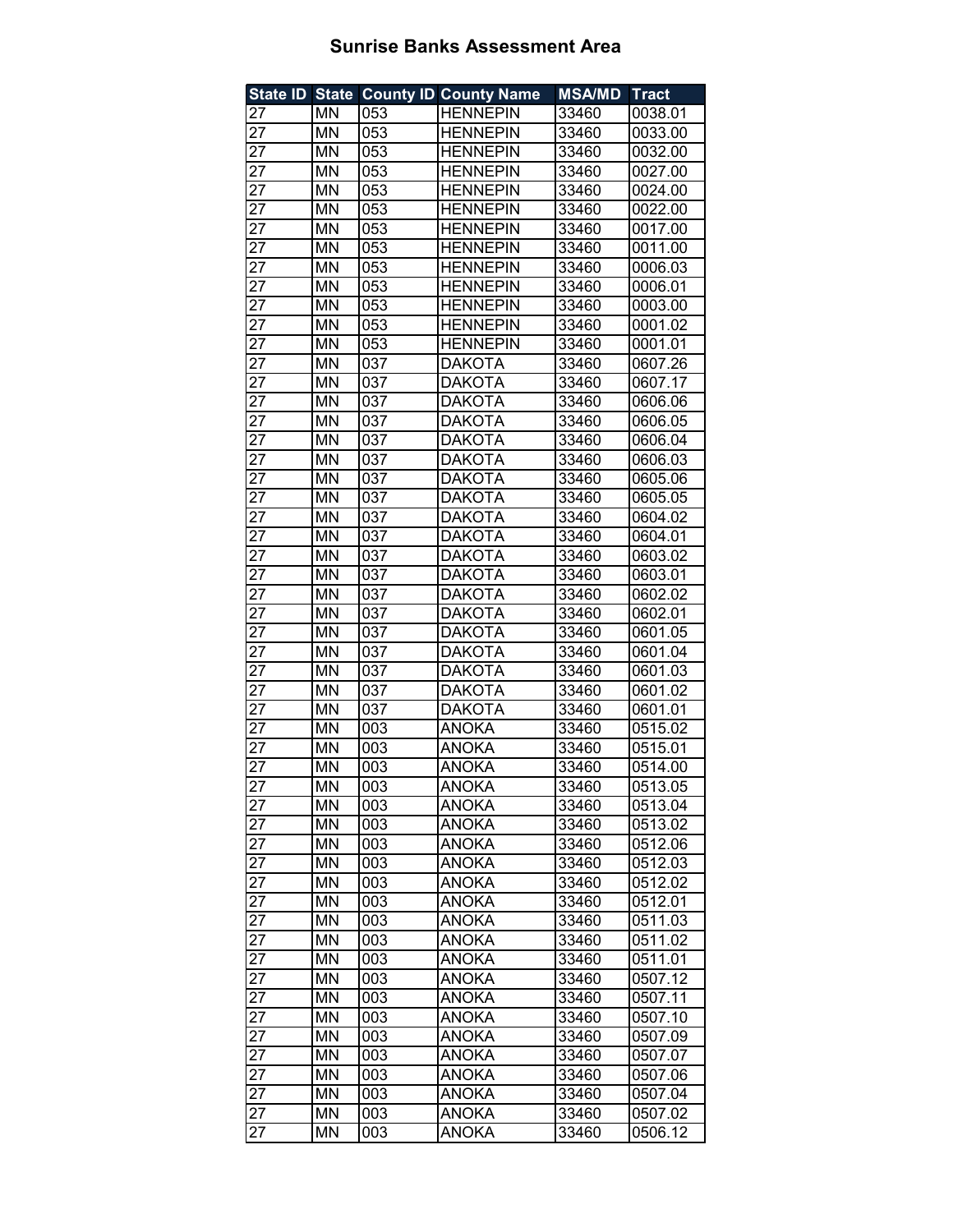# Sunrise Banks Assessment Area

| State ID | State | County ID | County Name | MSA/MD | Tract |
|---|---|---|---|---|---|
| 27 | MN | 053 | HENNEPIN | 33460 | 0038.01 |
| 27 | MN | 053 | HENNEPIN | 33460 | 0033.00 |
| 27 | MN | 053 | HENNEPIN | 33460 | 0032.00 |
| 27 | MN | 053 | HENNEPIN | 33460 | 0027.00 |
| 27 | MN | 053 | HENNEPIN | 33460 | 0024.00 |
| 27 | MN | 053 | HENNEPIN | 33460 | 0022.00 |
| 27 | MN | 053 | HENNEPIN | 33460 | 0017.00 |
| 27 | MN | 053 | HENNEPIN | 33460 | 0011.00 |
| 27 | MN | 053 | HENNEPIN | 33460 | 0006.03 |
| 27 | MN | 053 | HENNEPIN | 33460 | 0006.01 |
| 27 | MN | 053 | HENNEPIN | 33460 | 0003.00 |
| 27 | MN | 053 | HENNEPIN | 33460 | 0001.02 |
| 27 | MN | 053 | HENNEPIN | 33460 | 0001.01 |
| 27 | MN | 037 | DAKOTA | 33460 | 0607.26 |
| 27 | MN | 037 | DAKOTA | 33460 | 0607.17 |
| 27 | MN | 037 | DAKOTA | 33460 | 0606.06 |
| 27 | MN | 037 | DAKOTA | 33460 | 0606.05 |
| 27 | MN | 037 | DAKOTA | 33460 | 0606.04 |
| 27 | MN | 037 | DAKOTA | 33460 | 0606.03 |
| 27 | MN | 037 | DAKOTA | 33460 | 0605.06 |
| 27 | MN | 037 | DAKOTA | 33460 | 0605.05 |
| 27 | MN | 037 | DAKOTA | 33460 | 0604.02 |
| 27 | MN | 037 | DAKOTA | 33460 | 0604.01 |
| 27 | MN | 037 | DAKOTA | 33460 | 0603.02 |
| 27 | MN | 037 | DAKOTA | 33460 | 0603.01 |
| 27 | MN | 037 | DAKOTA | 33460 | 0602.02 |
| 27 | MN | 037 | DAKOTA | 33460 | 0602.01 |
| 27 | MN | 037 | DAKOTA | 33460 | 0601.05 |
| 27 | MN | 037 | DAKOTA | 33460 | 0601.04 |
| 27 | MN | 037 | DAKOTA | 33460 | 0601.03 |
| 27 | MN | 037 | DAKOTA | 33460 | 0601.02 |
| 27 | MN | 037 | DAKOTA | 33460 | 0601.01 |
| 27 | MN | 003 | ANOKA | 33460 | 0515.02 |
| 27 | MN | 003 | ANOKA | 33460 | 0515.01 |
| 27 | MN | 003 | ANOKA | 33460 | 0514.00 |
| 27 | MN | 003 | ANOKA | 33460 | 0513.05 |
| 27 | MN | 003 | ANOKA | 33460 | 0513.04 |
| 27 | MN | 003 | ANOKA | 33460 | 0513.02 |
| 27 | MN | 003 | ANOKA | 33460 | 0512.06 |
| 27 | MN | 003 | ANOKA | 33460 | 0512.03 |
| 27 | MN | 003 | ANOKA | 33460 | 0512.02 |
| 27 | MN | 003 | ANOKA | 33460 | 0512.01 |
| 27 | MN | 003 | ANOKA | 33460 | 0511.03 |
| 27 | MN | 003 | ANOKA | 33460 | 0511.02 |
| 27 | MN | 003 | ANOKA | 33460 | 0511.01 |
| 27 | MN | 003 | ANOKA | 33460 | 0507.12 |
| 27 | MN | 003 | ANOKA | 33460 | 0507.11 |
| 27 | MN | 003 | ANOKA | 33460 | 0507.10 |
| 27 | MN | 003 | ANOKA | 33460 | 0507.09 |
| 27 | MN | 003 | ANOKA | 33460 | 0507.07 |
| 27 | MN | 003 | ANOKA | 33460 | 0507.06 |
| 27 | MN | 003 | ANOKA | 33460 | 0507.04 |
| 27 | MN | 003 | ANOKA | 33460 | 0507.02 |
| 27 | MN | 003 | ANOKA | 33460 | 0506.12 |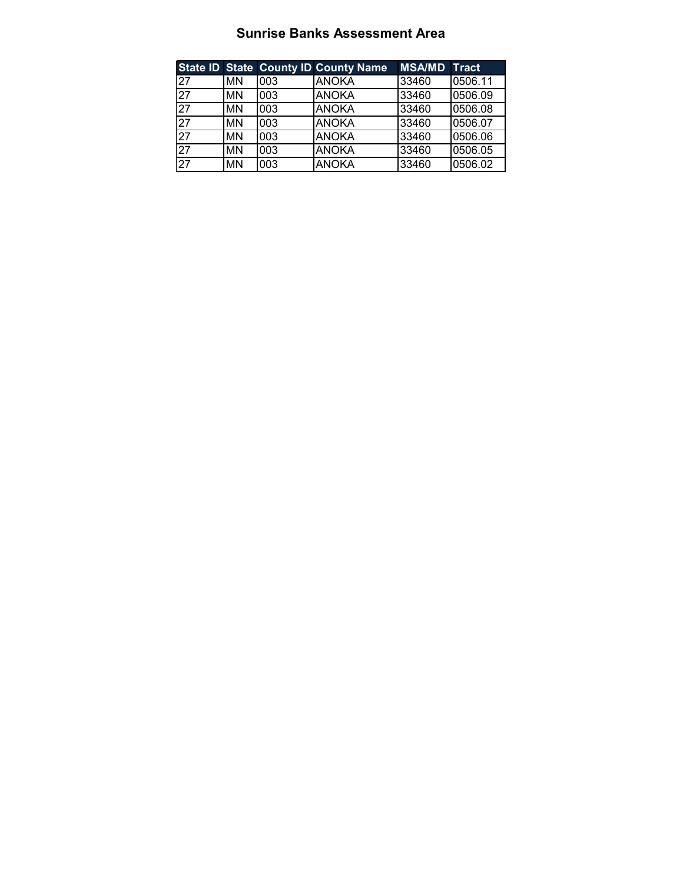# Sunrise Banks Assessment Area

| State ID | State | County ID | County Name | MSA/MD | Tract |
|---|---|---|---|---|---|
| 27 | MN | 003 | ANOKA | 33460 | 0506.11 |
| 27 | MN | 003 | ANOKA | 33460 | 0506.09 |
| 27 | MN | 003 | ANOKA | 33460 | 0506.08 |
| 27 | MN | 003 | ANOKA | 33460 | 0506.07 |
| 27 | MN | 003 | ANOKA | 33460 | 0506.06 |
| 27 | MN | 003 | ANOKA | 33460 | 0506.05 |
| 27 | MN | 003 | ANOKA | 33460 | 0506.02 |